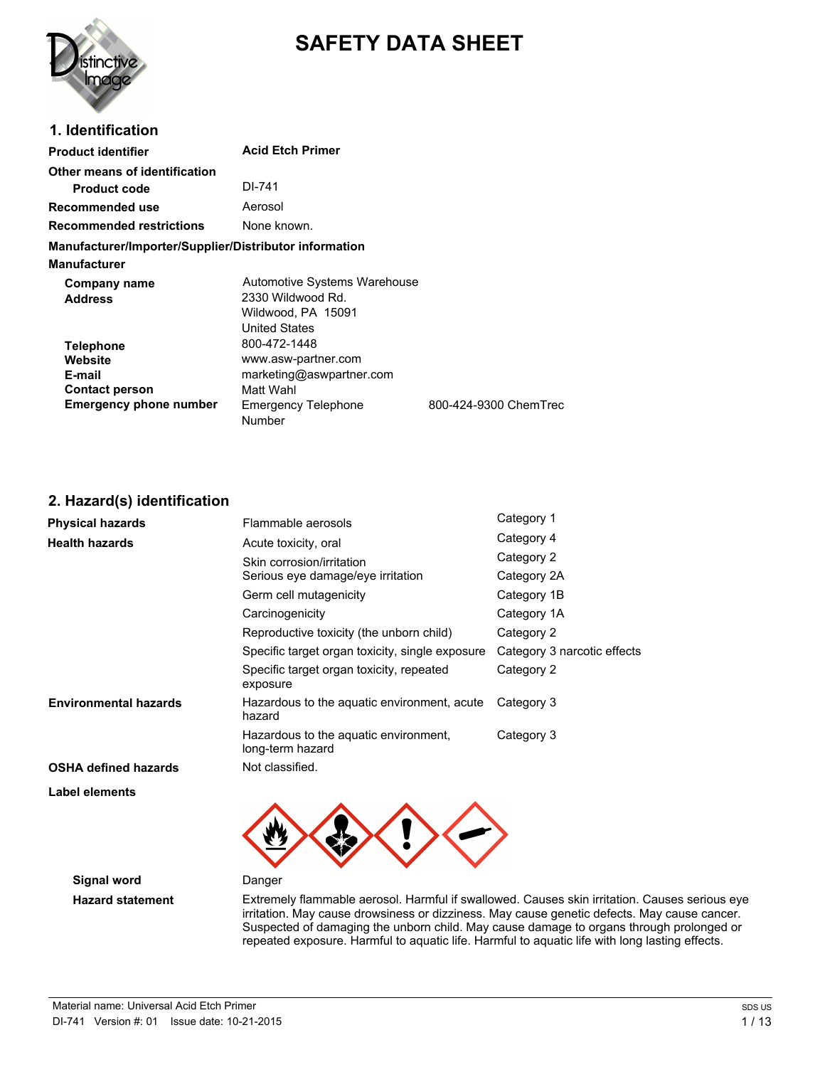# SAFETY DATA SHEET

## 1. Identification

| | |
|---|---|
| **Product identifier** | **Acid Etch Primer** |
| **Other means of identification** | |
| **Product code** | DI-741 |
| **Recommended use** | Aerosol |
| **Recommended restrictions** | None known. |

**Manufacturer/Importer/Supplier/Distributor information**

**Manufacturer**

| | | |
|---|---|---|
| **Company name** | Automotive Systems Warehouse | |
| **Address** | 2330 Wildwood Rd.<br>Wildwood, PA 15091<br>United States | |
| **Telephone** | 800-472-1448 | |
| **Website** | www.asw-partner.com | |
| **E-mail** | marketing@aswpartner.com | |
| **Contact person** | Matt Wahl | |
| **Emergency phone number** | Emergency Telephone Number | 800-424-9300 ChemTrec |

## 2. Hazard(s) identification

| | | |
|---|---|---|
| **Physical hazards** | Flammable aerosols | Category 1 |
| **Health hazards** | Acute toxicity, oral | Category 4 |
| | Skin corrosion/irritation | Category 2 |
| | Serious eye damage/eye irritation | Category 2A |
| | Germ cell mutagenicity | Category 1B |
| | Carcinogenicity | Category 1A |
| | Reproductive toxicity (the unborn child) | Category 2 |
| | Specific target organ toxicity, single exposure | Category 3 narcotic effects |
| | Specific target organ toxicity, repeated exposure | Category 2 |
| **Environmental hazards** | Hazardous to the aquatic environment, acute hazard | Category 3 |
| | Hazardous to the aquatic environment, long-term hazard | Category 3 |
| **OSHA defined hazards** | Not classified. | |

**Label elements**

**Signal word** Danger

**Hazard statement** Extremely flammable aerosol. Harmful if swallowed. Causes skin irritation. Causes serious eye irritation. May cause drowsiness or dizziness. May cause genetic defects. May cause cancer. Suspected of damaging the unborn child. May cause damage to organs through prolonged or repeated exposure. Harmful to aquatic life. Harmful to aquatic life with long lasting effects.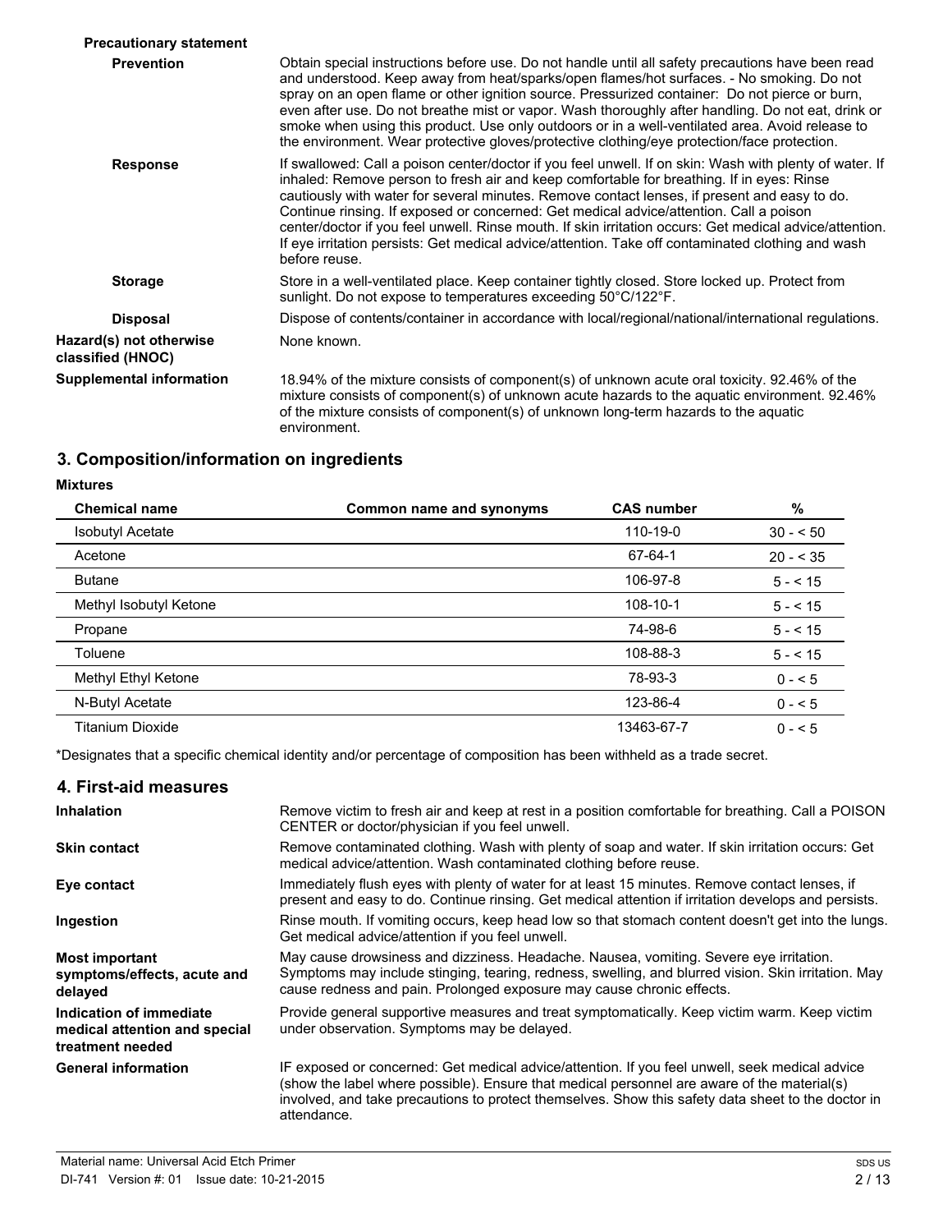**Precautionary statement**

**Prevention**

Obtain special instructions before use. Do not handle until all safety precautions have been read and understood. Keep away from heat/sparks/open flames/hot surfaces. - No smoking. Do not spray on an open flame or other ignition source. Pressurized container: Do not pierce or burn, even after use. Do not breathe mist or vapor. Wash thoroughly after handling. Do not eat, drink or smoke when using this product. Use only outdoors or in a well-ventilated area. Avoid release to the environment. Wear protective gloves/protective clothing/eye protection/face protection.

**Response**

If swallowed: Call a poison center/doctor if you feel unwell. If on skin: Wash with plenty of water. If inhaled: Remove person to fresh air and keep comfortable for breathing. If in eyes: Rinse cautiously with water for several minutes. Remove contact lenses, if present and easy to do. Continue rinsing. If exposed or concerned: Get medical advice/attention. Call a poison center/doctor if you feel unwell. Rinse mouth. If skin irritation occurs: Get medical advice/attention. If eye irritation persists: Get medical advice/attention. Take off contaminated clothing and wash before reuse.

**Storage**

Store in a well-ventilated place. Keep container tightly closed. Store locked up. Protect from sunlight. Do not expose to temperatures exceeding 50°C/122°F.

**Disposal**

Dispose of contents/container in accordance with local/regional/national/international regulations.

**Hazard(s) not otherwise classified (HNOC)**

None known.

**Supplemental information**

18.94% of the mixture consists of component(s) of unknown acute oral toxicity. 92.46% of the mixture consists of component(s) of unknown acute hazards to the aquatic environment. 92.46% of the mixture consists of component(s) of unknown long-term hazards to the aquatic environment.

## 3. Composition/information on ingredients

**Mixtures**

| Chemical name | Common name and synonyms | CAS number | % |
|---|---|---|---|
| Isobutyl Acetate | | 110-19-0 | 30 - < 50 |
| Acetone | | 67-64-1 | 20 - < 35 |
| Butane | | 106-97-8 | 5 - < 15 |
| Methyl Isobutyl Ketone | | 108-10-1 | 5 - < 15 |
| Propane | | 74-98-6 | 5 - < 15 |
| Toluene | | 108-88-3 | 5 - < 15 |
| Methyl Ethyl Ketone | | 78-93-3 | 0 - < 5 |
| N-Butyl Acetate | | 123-86-4 | 0 - < 5 |
| Titanium Dioxide | | 13463-67-7 | 0 - < 5 |

*Designates that a specific chemical identity and/or percentage of composition has been withheld as a trade secret.

## 4. First-aid measures

**Inhalation**

Remove victim to fresh air and keep at rest in a position comfortable for breathing. Call a POISON CENTER or doctor/physician if you feel unwell.

**Skin contact**

Remove contaminated clothing. Wash with plenty of soap and water. If skin irritation occurs: Get medical advice/attention. Wash contaminated clothing before reuse.

**Eye contact**

Immediately flush eyes with plenty of water for at least 15 minutes. Remove contact lenses, if present and easy to do. Continue rinsing. Get medical attention if irritation develops and persists.

**Ingestion**

Rinse mouth. If vomiting occurs, keep head low so that stomach content doesn't get into the lungs. Get medical advice/attention if you feel unwell.

**Most important symptoms/effects, acute and delayed**

May cause drowsiness and dizziness. Headache. Nausea, vomiting. Severe eye irritation. Symptoms may include stinging, tearing, redness, swelling, and blurred vision. Skin irritation. May cause redness and pain. Prolonged exposure may cause chronic effects.

**Indication of immediate medical attention and special treatment needed**

Provide general supportive measures and treat symptomatically. Keep victim warm. Keep victim under observation. Symptoms may be delayed.

**General information**

IF exposed or concerned: Get medical advice/attention. If you feel unwell, seek medical advice (show the label where possible). Ensure that medical personnel are aware of the material(s) involved, and take precautions to protect themselves. Show this safety data sheet to the doctor in attendance.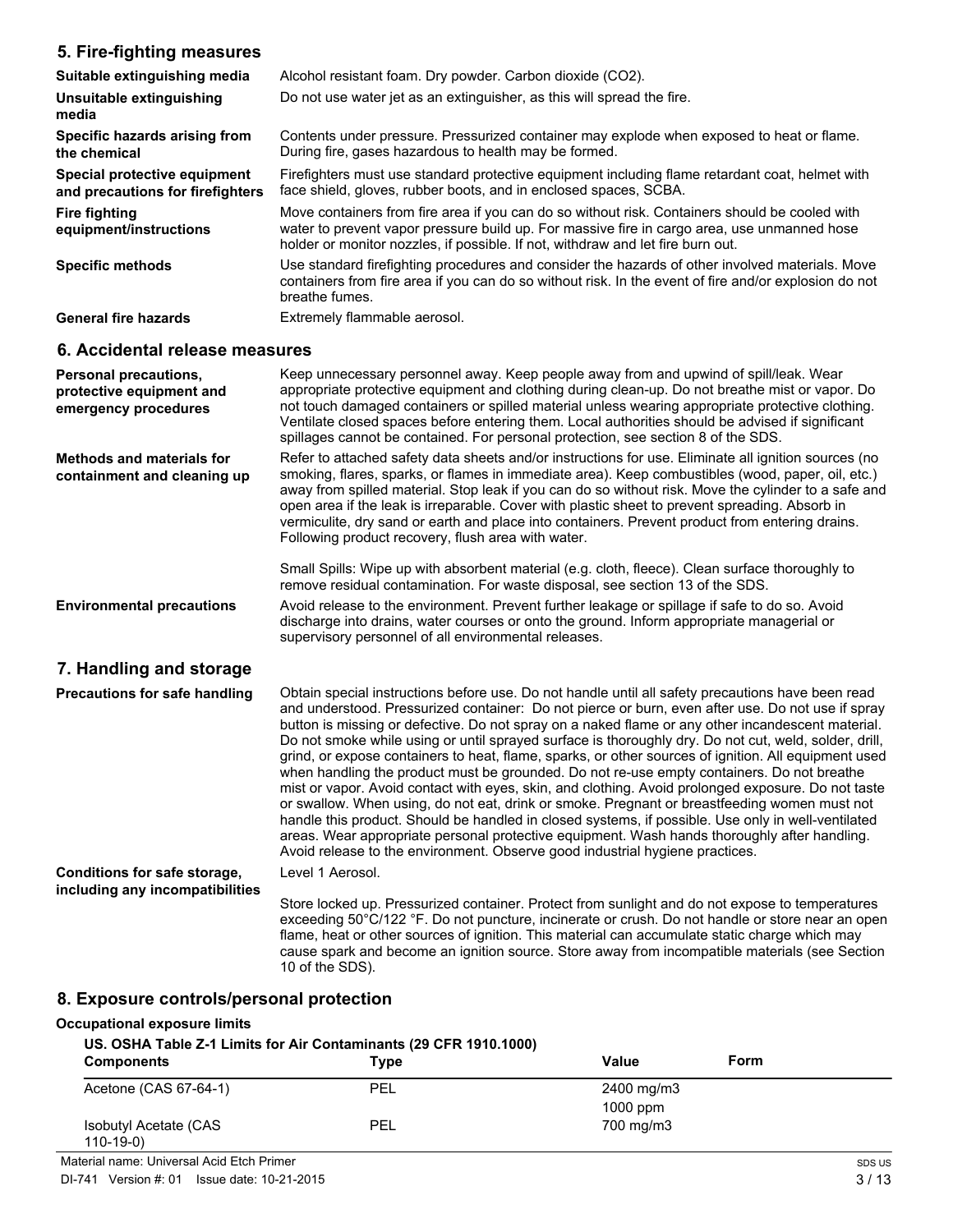## 5. Fire-fighting measures

**Suitable extinguishing media**
Alcohol resistant foam. Dry powder. Carbon dioxide ($CO_2$).

**Unsuitable extinguishing media**
Do not use water jet as an extinguisher, as this will spread the fire.

**Specific hazards arising from the chemical**
Contents under pressure. Pressurized container may explode when exposed to heat or flame. During fire, gases hazardous to health may be formed.

**Special protective equipment and precautions for firefighters**
Firefighters must use standard protective equipment including flame retardant coat, helmet with face shield, gloves, rubber boots, and in enclosed spaces, SCBA.

**Fire fighting equipment/instructions**
Move containers from fire area if you can do so without risk. Containers should be cooled with water to prevent vapor pressure build up. For massive fire in cargo area, use unmanned hose holder or monitor nozzles, if possible. If not, withdraw and let fire burn out.

**Specific methods**
Use standard firefighting procedures and consider the hazards of other involved materials. Move containers from fire area if you can do so without risk. In the event of fire and/or explosion do not breathe fumes.

**General fire hazards**
Extremely flammable aerosol.

## 6. Accidental release measures

**Personal precautions, protective equipment and emergency procedures**
Keep unnecessary personnel away. Keep people away from and upwind of spill/leak. Wear appropriate protective equipment and clothing during clean-up. Do not breathe mist or vapor. Do not touch damaged containers or spilled material unless wearing appropriate protective clothing. Ventilate closed spaces before entering them. Local authorities should be advised if significant spillages cannot be contained. For personal protection, see section 8 of the SDS.

**Methods and materials for containment and cleaning up**
Refer to attached safety data sheets and/or instructions for use. Eliminate all ignition sources (no smoking, flares, sparks, or flames in immediate area). Keep combustibles (wood, paper, oil, etc.) away from spilled material. Stop leak if you can do so without risk. Move the cylinder to a safe and open area if the leak is irreparable. Cover with plastic sheet to prevent spreading. Absorb in vermiculite, dry sand or earth and place into containers. Prevent product from entering drains. Following product recovery, flush area with water.

Small Spills: Wipe up with absorbent material (e.g. cloth, fleece). Clean surface thoroughly to remove residual contamination. For waste disposal, see section 13 of the SDS.

**Environmental precautions**
Avoid release to the environment. Prevent further leakage or spillage if safe to do so. Avoid discharge into drains, water courses or onto the ground. Inform appropriate managerial or supervisory personnel of all environmental releases.

## 7. Handling and storage

**Precautions for safe handling**
Obtain special instructions before use. Do not handle until all safety precautions have been read and understood. Pressurized container: Do not pierce or burn, even after use. Do not use if spray button is missing or defective. Do not spray on a naked flame or any other incandescent material. Do not smoke while using or until sprayed surface is thoroughly dry. Do not cut, weld, solder, drill, grind, or expose containers to heat, flame, sparks, or other sources of ignition. All equipment used when handling the product must be grounded. Do not re-use empty containers. Do not breathe mist or vapor. Avoid contact with eyes, skin, and clothing. Avoid prolonged exposure. Do not taste or swallow. When using, do not eat, drink or smoke. Pregnant or breastfeeding women must not handle this product. Should be handled in closed systems, if possible. Use only in well-ventilated areas. Wear appropriate personal protective equipment. Wash hands thoroughly after handling. Avoid release to the environment. Observe good industrial hygiene practices.

**Conditions for safe storage, including any incompatibilities**
Level 1 Aerosol.

Store locked up. Pressurized container. Protect from sunlight and do not expose to temperatures exceeding 50°C/122 °F. Do not puncture, incinerate or crush. Do not handle or store near an open flame, heat or other sources of ignition. This material can accumulate static charge which may cause spark and become an ignition source. Store away from incompatible materials (see Section 10 of the SDS).

## 8. Exposure controls/personal protection

**Occupational exposure limits**

**US. OSHA Table Z-1 Limits for Air Contaminants (29 CFR 1910.1000)**

| Components | Type | Value | Form |
|---|---|---|---|
| Acetone (CAS 67-64-1) | PEL | 2400 mg/m3 | |
| | | 1000 ppm | |
| Isobutyl Acetate (CAS 110-19-0) | PEL | 700 mg/m3 | |

Material name: Universal Acid Etch Primer

DI-741 Version #: 01 Issue date: 10-21-2015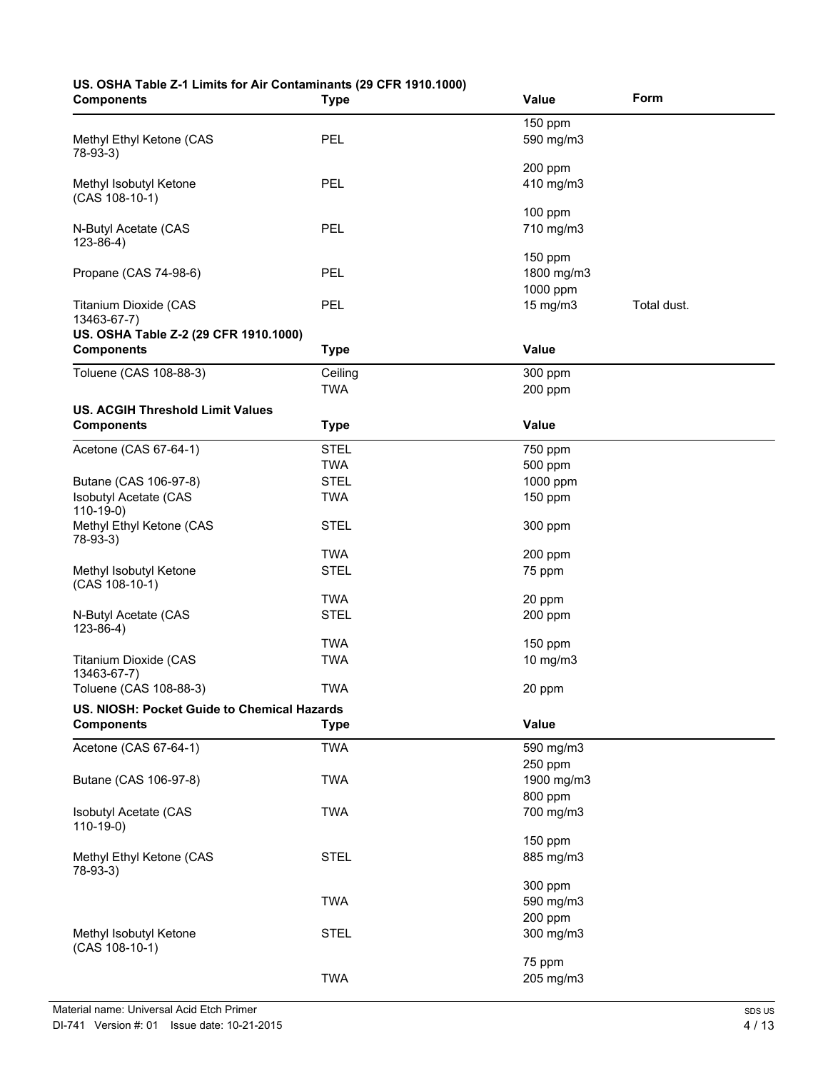**US. OSHA Table Z-1 Limits for Air Contaminants (29 CFR 1910.1000)**

| Components | Type | Value | Form |
|---|---|---|---|
| | | 150 ppm | |
| Methyl Ethyl Ketone (CAS 78-93-3) | PEL | 590 mg/m3 | |
| | | 200 ppm | |
| Methyl Isobutyl Ketone (CAS 108-10-1) | PEL | 410 mg/m3 | |
| | | 100 ppm | |
| N-Butyl Acetate (CAS 123-86-4) | PEL | 710 mg/m3 | |
| | | 150 ppm | |
| Propane (CAS 74-98-6) | PEL | 1800 mg/m3 | |
| | | 1000 ppm | |
| Titanium Dioxide (CAS 13463-67-7) | PEL | 15 mg/m3 | Total dust. |

**US. OSHA Table Z-2 (29 CFR 1910.1000)**

| Components | Type | Value |
|---|---|---|
| Toluene (CAS 108-88-3) | Ceiling | 300 ppm |
| | TWA | 200 ppm |

**US. ACGIH Threshold Limit Values**

| Components | Type | Value |
|---|---|---|
| Acetone (CAS 67-64-1) | STEL | 750 ppm |
| | TWA | 500 ppm |
| Butane (CAS 106-97-8) | STEL | 1000 ppm |
| Isobutyl Acetate (CAS 110-19-0) | TWA | 150 ppm |
| Methyl Ethyl Ketone (CAS 78-93-3) | STEL | 300 ppm |
| | TWA | 200 ppm |
| Methyl Isobutyl Ketone (CAS 108-10-1) | STEL | 75 ppm |
| | TWA | 20 ppm |
| N-Butyl Acetate (CAS 123-86-4) | STEL | 200 ppm |
| | TWA | 150 ppm |
| Titanium Dioxide (CAS 13463-67-7) | TWA | 10 mg/m3 |
| Toluene (CAS 108-88-3) | TWA | 20 ppm |

**US. NIOSH: Pocket Guide to Chemical Hazards**

| Components | Type | Value |
|---|---|---|
| Acetone (CAS 67-64-1) | TWA | 590 mg/m3 |
| | | 250 ppm |
| Butane (CAS 106-97-8) | TWA | 1900 mg/m3 |
| | | 800 ppm |
| Isobutyl Acetate (CAS 110-19-0) | TWA | 700 mg/m3 |
| | | 150 ppm |
| Methyl Ethyl Ketone (CAS 78-93-3) | STEL | 885 mg/m3 |
| | | 300 ppm |
| | TWA | 590 mg/m3 |
| | | 200 ppm |
| Methyl Isobutyl Ketone (CAS 108-10-1) | STEL | 300 mg/m3 |
| | | 75 ppm |
| | TWA | 205 mg/m3 |

Material name: Universal Acid Etch Primer

DI-741 Version #: 01 Issue date: 10-21-2015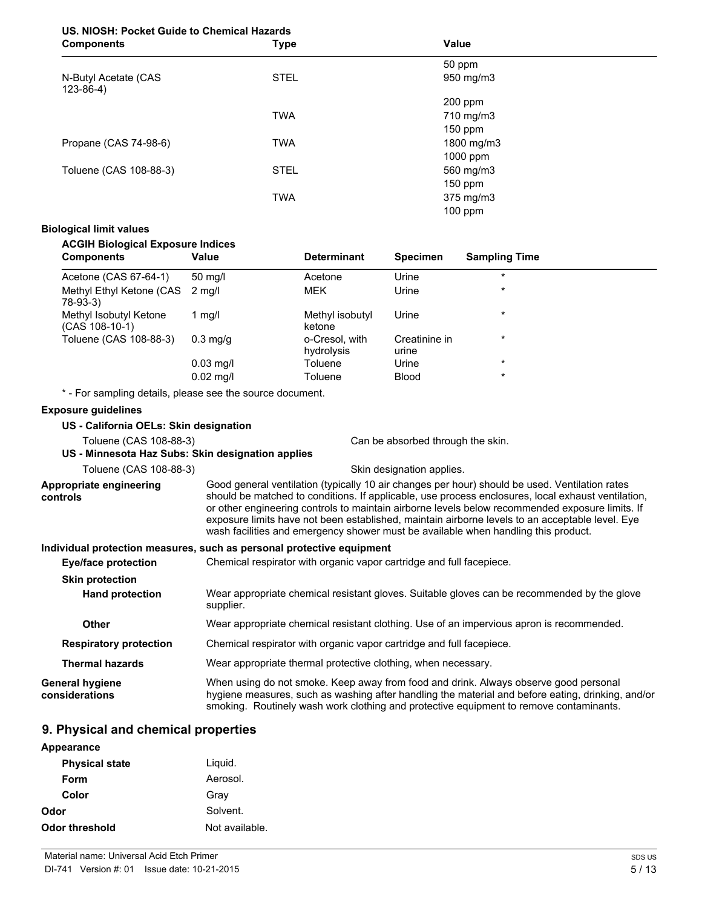**US. NIOSH: Pocket Guide to Chemical Hazards**

| Components | Type | Value |
|---|---|---|
| | | 50 ppm |
| N-Butyl Acetate (CAS 123-86-4) | STEL | 950 mg/m3 |
| | | 200 ppm |
| | TWA | 710 mg/m3 |
| | | 150 ppm |
| Propane (CAS 74-98-6) | TWA | 1800 mg/m3 |
| | | 1000 ppm |
| Toluene (CAS 108-88-3) | STEL | 560 mg/m3 |
| | | 150 ppm |
| | TWA | 375 mg/m3 |
| | | 100 ppm |

**Biological limit values**

**ACGIH Biological Exposure Indices**

| Components | Value | Determinant | Specimen | Sampling Time |
|---|---|---|---|---|
| Acetone (CAS 67-64-1) | 50 mg/l | Acetone | Urine | * |
| Methyl Ethyl Ketone (CAS 78-93-3) | 2 mg/l | MEK | Urine | * |
| Methyl Isobutyl Ketone (CAS 108-10-1) | 1 mg/l | Methyl isobutyl ketone | Urine | * |
| Toluene (CAS 108-88-3) | 0.3 mg/g | o-Cresol, with hydrolysis | Creatinine in urine | * |
| | 0.03 mg/l | Toluene | Urine | * |
| | 0.02 mg/l | Toluene | Blood | * |

* - For sampling details, please see the source document.

**Exposure guidelines**

**US - California OELs: Skin designation**

Toluene (CAS 108-88-3) — Can be absorbed through the skin.

**US - Minnesota Haz Subs: Skin designation applies**

Toluene (CAS 108-88-3) — Skin designation applies.

**Appropriate engineering controls**: Good general ventilation (typically 10 air changes per hour) should be used. Ventilation rates should be matched to conditions. If applicable, use process enclosures, local exhaust ventilation, or other engineering controls to maintain airborne levels below recommended exposure limits. If exposure limits have not been established, maintain airborne levels to an acceptable level. Eye wash facilities and emergency shower must be available when handling this product.

**Individual protection measures, such as personal protective equipment**

**Eye/face protection**: Chemical respirator with organic vapor cartridge and full facepiece.

**Skin protection**

**Hand protection**: Wear appropriate chemical resistant gloves. Suitable gloves can be recommended by the glove supplier.

**Other**: Wear appropriate chemical resistant clothing. Use of an impervious apron is recommended.

**Respiratory protection**: Chemical respirator with organic vapor cartridge and full facepiece.

**Thermal hazards**: Wear appropriate thermal protective clothing, when necessary.

**General hygiene considerations**: When using do not smoke. Keep away from food and drink. Always observe good personal hygiene measures, such as washing after handling the material and before eating, drinking, and/or smoking. Routinely wash work clothing and protective equipment to remove contaminants.

## 9. Physical and chemical properties

**Appearance**

**Physical state**: Liquid.

**Form**: Aerosol.

**Color**: Gray

**Odor**: Solvent.

**Odor threshold**: Not available.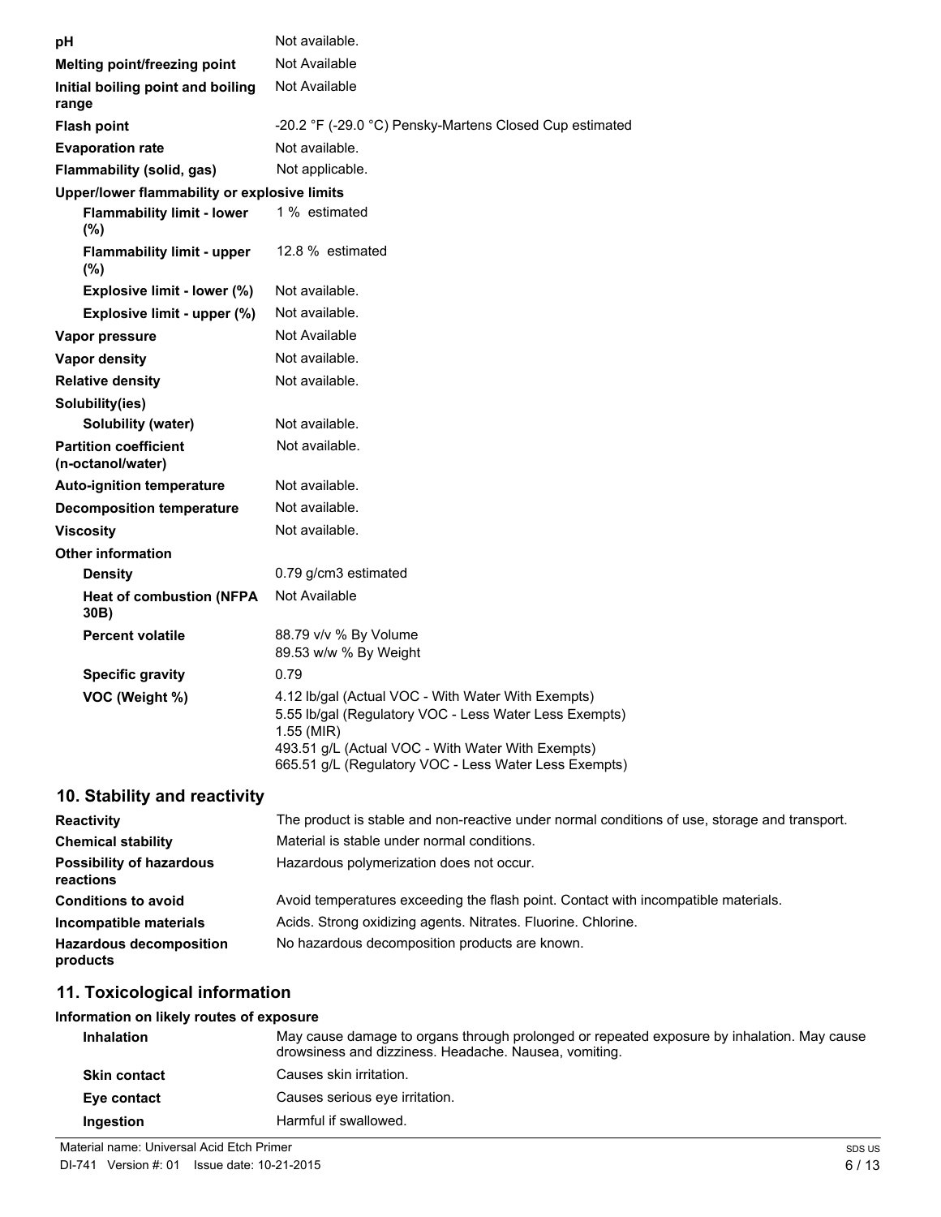| | |
|---|---|
| **pH** | Not available. |
| **Melting point/freezing point** | Not Available |
| **Initial boiling point and boiling range** | Not Available |
| **Flash point** | -20.2 °F (-29.0 °C) Pensky-Martens Closed Cup estimated |
| **Evaporation rate** | Not available. |
| **Flammability (solid, gas)** | Not applicable. |
| **Upper/lower flammability or explosive limits** | |
| **Flammability limit - lower (%)** | 1 % estimated |
| **Flammability limit - upper (%)** | 12.8 % estimated |
| **Explosive limit - lower (%)** | Not available. |
| **Explosive limit - upper (%)** | Not available. |
| **Vapor pressure** | Not Available |
| **Vapor density** | Not available. |
| **Relative density** | Not available. |
| **Solubility(ies)** | |
| **Solubility (water)** | Not available. |
| **Partition coefficient (n-octanol/water)** | Not available. |
| **Auto-ignition temperature** | Not available. |
| **Decomposition temperature** | Not available. |
| **Viscosity** | Not available. |
| **Other information** | |
| **Density** | 0.79 g/cm3 estimated |
| **Heat of combustion (NFPA 30B)** | Not Available |
| **Percent volatile** | 88.79 v/v % By Volume<br>89.53 w/w % By Weight |
| **Specific gravity** | 0.79 |
| **VOC (Weight %)** | 4.12 lb/gal (Actual VOC - With Water With Exempts)<br>5.55 lb/gal (Regulatory VOC - Less Water Less Exempts)<br>1.55 (MIR)<br>493.51 g/L (Actual VOC - With Water With Exempts)<br>665.51 g/L (Regulatory VOC - Less Water Less Exempts) |

## 10. Stability and reactivity

| | |
|---|---|
| **Reactivity** | The product is stable and non-reactive under normal conditions of use, storage and transport. |
| **Chemical stability** | Material is stable under normal conditions. |
| **Possibility of hazardous reactions** | Hazardous polymerization does not occur. |
| **Conditions to avoid** | Avoid temperatures exceeding the flash point. Contact with incompatible materials. |
| **Incompatible materials** | Acids. Strong oxidizing agents. Nitrates. Fluorine. Chlorine. |
| **Hazardous decomposition products** | No hazardous decomposition products are known. |

## 11. Toxicological information

**Information on likely routes of exposure**

| | |
|---|---|
| **Inhalation** | May cause damage to organs through prolonged or repeated exposure by inhalation. May cause drowsiness and dizziness. Headache. Nausea, vomiting. |
| **Skin contact** | Causes skin irritation. |
| **Eye contact** | Causes serious eye irritation. |
| **Ingestion** | Harmful if swallowed. |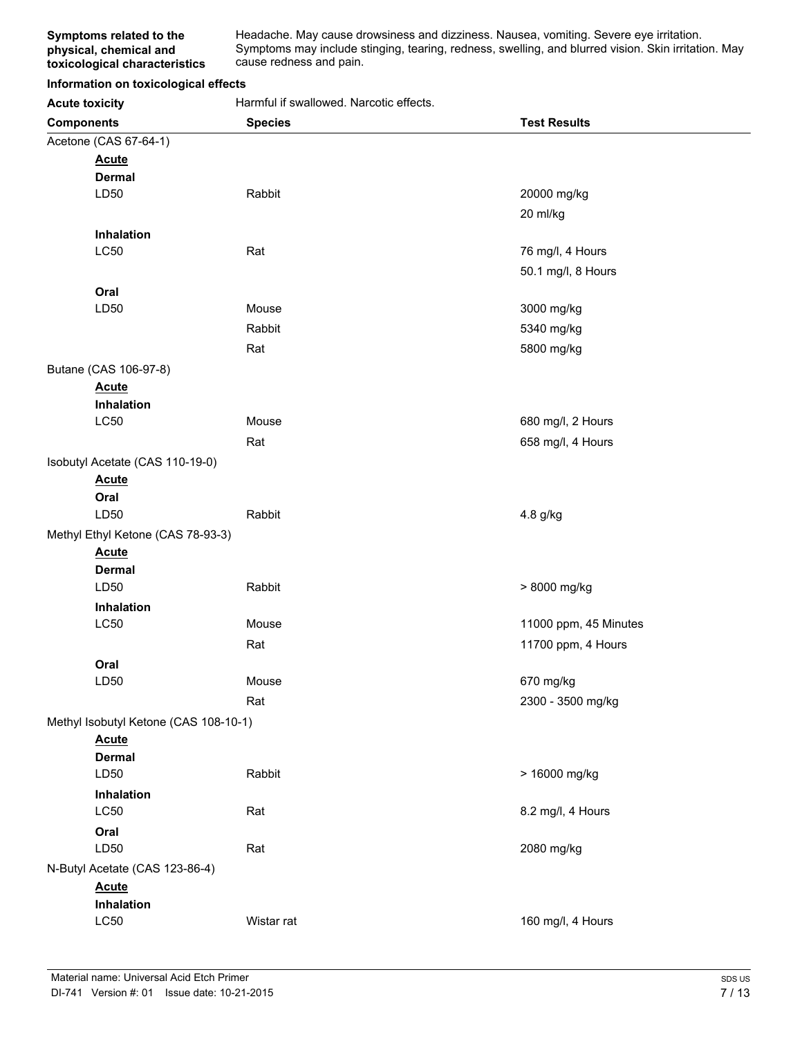**Symptoms related to the physical, chemical and toxicological characteristics**

Headache. May cause drowsiness and dizziness. Nausea, vomiting. Severe eye irritation. Symptoms may include stinging, tearing, redness, swelling, and blurred vision. Skin irritation. May cause redness and pain.

**Information on toxicological effects**

**Acute toxicity** Harmful if swallowed. Narcotic effects.

| Components | Species | Test Results |
|---|---|---|
| Acetone (CAS 67-64-1) | | |
| **Acute** | | |
| **Dermal** | | |
| LD50 | Rabbit | 20000 mg/kg |
| | | 20 ml/kg |
| **Inhalation** | | |
| LC50 | Rat | 76 mg/l, 4 Hours |
| | | 50.1 mg/l, 8 Hours |
| **Oral** | | |
| LD50 | Mouse | 3000 mg/kg |
| | Rabbit | 5340 mg/kg |
| | Rat | 5800 mg/kg |
| Butane (CAS 106-97-8) | | |
| **Acute** | | |
| **Inhalation** | | |
| LC50 | Mouse | 680 mg/l, 2 Hours |
| | Rat | 658 mg/l, 4 Hours |
| Isobutyl Acetate (CAS 110-19-0) | | |
| **Acute** | | |
| **Oral** | | |
| LD50 | Rabbit | 4.8 g/kg |
| Methyl Ethyl Ketone (CAS 78-93-3) | | |
| **Acute** | | |
| **Dermal** | | |
| LD50 | Rabbit | > 8000 mg/kg |
| **Inhalation** | | |
| LC50 | Mouse | 11000 ppm, 45 Minutes |
| | Rat | 11700 ppm, 4 Hours |
| **Oral** | | |
| LD50 | Mouse | 670 mg/kg |
| | Rat | 2300 - 3500 mg/kg |
| Methyl Isobutyl Ketone (CAS 108-10-1) | | |
| **Acute** | | |
| **Dermal** | | |
| LD50 | Rabbit | > 16000 mg/kg |
| **Inhalation** | | |
| LC50 | Rat | 8.2 mg/l, 4 Hours |
| **Oral** | | |
| LD50 | Rat | 2080 mg/kg |
| N-Butyl Acetate (CAS 123-86-4) | | |
| **Acute** | | |
| **Inhalation** | | |
| LC50 | Wistar rat | 160 mg/l, 4 Hours |

Material name: Universal Acid Etch Primer
DI-741 Version #: 01 Issue date: 10-21-2015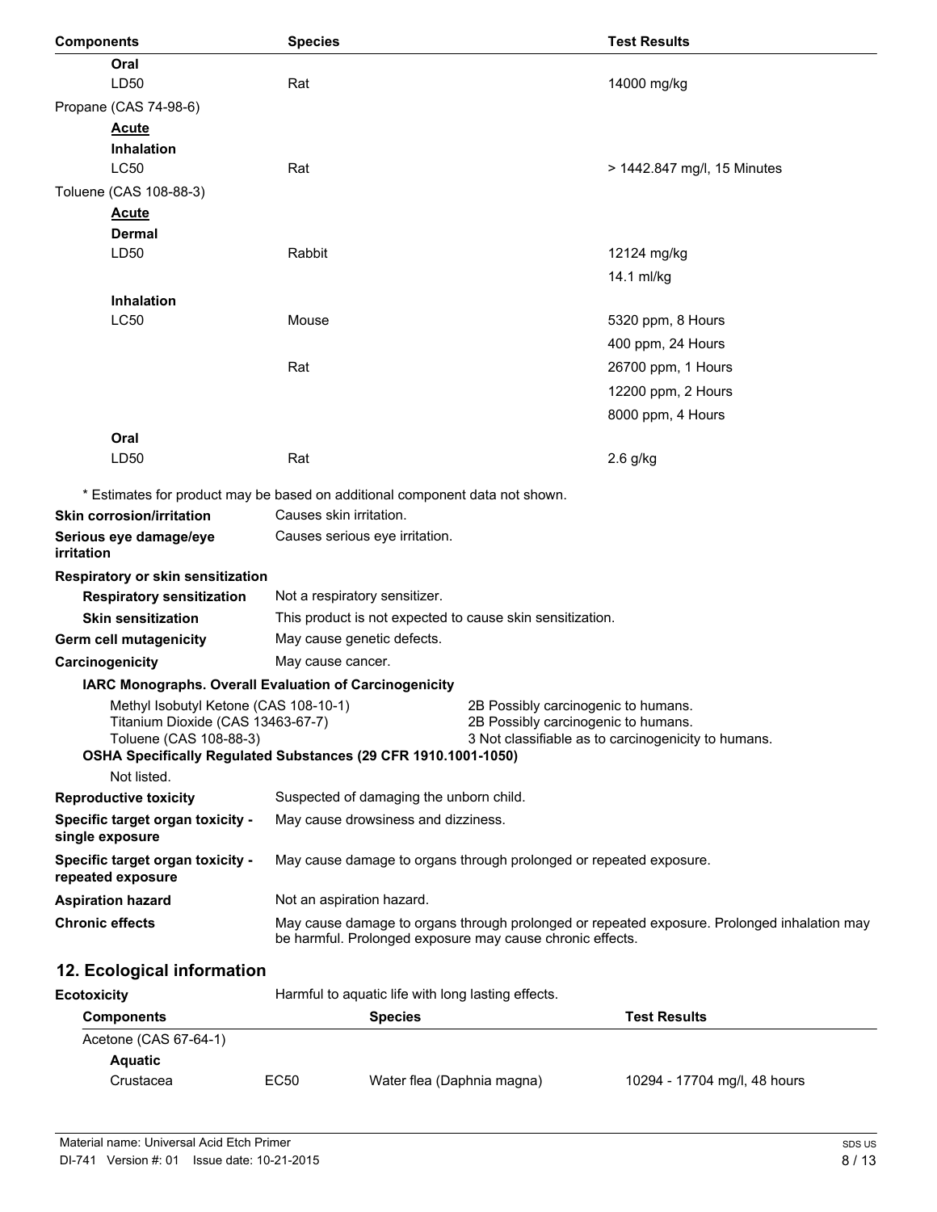| Components | Species | Test Results |
| --- | --- | --- |
| **Oral** | | |
| LD50 | Rat | 14000 mg/kg |
| Propane (CAS 74-98-6) | | |
| **Acute** | | |
| **Inhalation** | | |
| LC50 | Rat | > 1442.847 mg/l, 15 Minutes |
| Toluene (CAS 108-88-3) | | |
| **Acute** | | |
| **Dermal** | | |
| LD50 | Rabbit | 12124 mg/kg |
| | | 14.1 ml/kg |
| **Inhalation** | | |
| LC50 | Mouse | 5320 ppm, 8 Hours |
| | | 400 ppm, 24 Hours |
| | Rat | 26700 ppm, 1 Hours |
| | | 12200 ppm, 2 Hours |
| | | 8000 ppm, 4 Hours |
| **Oral** | | |
| LD50 | Rat | 2.6 g/kg |

* Estimates for product may be based on additional component data not shown.

**Skin corrosion/irritation** Causes skin irritation.

**Serious eye damage/eye irritation** Causes serious eye irritation.

**Respiratory or skin sensitization**

**Respiratory sensitization** Not a respiratory sensitizer.

**Skin sensitization** This product is not expected to cause skin sensitization.

**Germ cell mutagenicity** May cause genetic defects.

**Carcinogenicity** May cause cancer.

**IARC Monographs. Overall Evaluation of Carcinogenicity**

| | |
| --- | --- |
| Methyl Isobutyl Ketone (CAS 108-10-1) | 2B Possibly carcinogenic to humans. |
| Titanium Dioxide (CAS 13463-67-7) | 2B Possibly carcinogenic to humans. |
| Toluene (CAS 108-88-3) | 3 Not classifiable as to carcinogenicity to humans. |

**OSHA Specifically Regulated Substances (29 CFR 1910.1001-1050)**

Not listed.

**Reproductive toxicity** Suspected of damaging the unborn child.

**Specific target organ toxicity - single exposure** May cause drowsiness and dizziness.

**Specific target organ toxicity - repeated exposure** May cause damage to organs through prolonged or repeated exposure.

**Aspiration hazard** Not an aspiration hazard.

**Chronic effects** May cause damage to organs through prolonged or repeated exposure. Prolonged inhalation may be harmful. Prolonged exposure may cause chronic effects.

## 12. Ecological information

**Ecotoxicity** Harmful to aquatic life with long lasting effects.

| Components | | Species | Test Results |
| --- | --- | --- | --- |
| Acetone (CAS 67-64-1) | | | |
| **Aquatic** | | | |
| Crustacea | EC50 | Water flea (Daphnia magna) | 10294 - 17704 mg/l, 48 hours |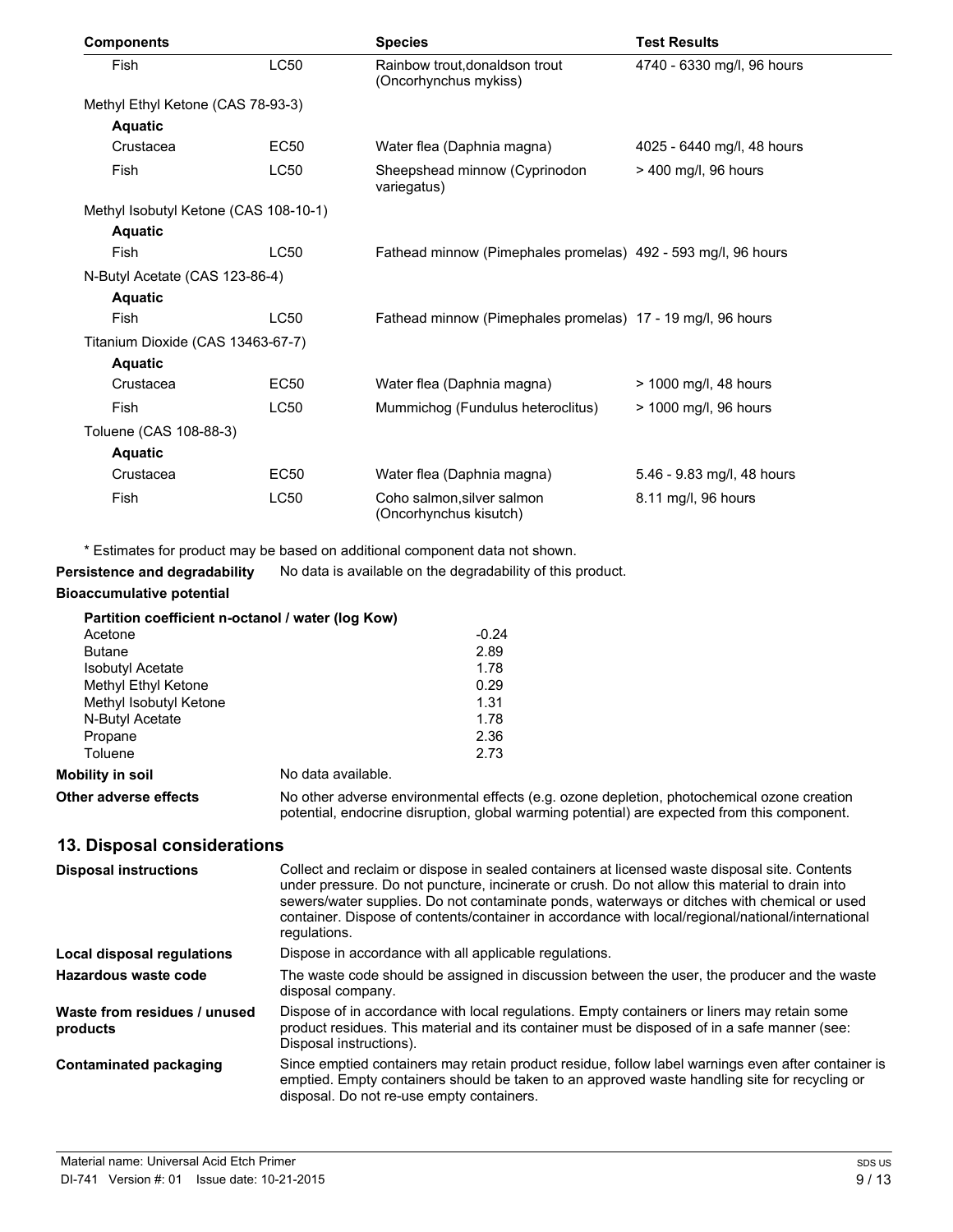| Components | | Species | Test Results |
|---|---|---|---|
| Fish | LC50 | Rainbow trout,donaldson trout (Oncorhynchus mykiss) | 4740 - 6330 mg/l, 96 hours |
| Methyl Ethyl Ketone (CAS 78-93-3) | | | |
| **Aquatic** | | | |
| Crustacea | EC50 | Water flea (Daphnia magna) | 4025 - 6440 mg/l, 48 hours |
| Fish | LC50 | Sheepshead minnow (Cyprinodon variegatus) | > 400 mg/l, 96 hours |
| Methyl Isobutyl Ketone (CAS 108-10-1) | | | |
| **Aquatic** | | | |
| Fish | LC50 | Fathead minnow (Pimephales promelas) | 492 - 593 mg/l, 96 hours |
| N-Butyl Acetate (CAS 123-86-4) | | | |
| **Aquatic** | | | |
| Fish | LC50 | Fathead minnow (Pimephales promelas) | 17 - 19 mg/l, 96 hours |
| Titanium Dioxide (CAS 13463-67-7) | | | |
| **Aquatic** | | | |
| Crustacea | EC50 | Water flea (Daphnia magna) | > 1000 mg/l, 48 hours |
| Fish | LC50 | Mummichog (Fundulus heteroclitus) | > 1000 mg/l, 96 hours |
| Toluene (CAS 108-88-3) | | | |
| **Aquatic** | | | |
| Crustacea | EC50 | Water flea (Daphnia magna) | 5.46 - 9.83 mg/l, 48 hours |
| Fish | LC50 | Coho salmon,silver salmon (Oncorhynchus kisutch) | 8.11 mg/l, 96 hours |

* Estimates for product may be based on additional component data not shown.

**Persistence and degradability** No data is available on the degradability of this product.

**Bioaccumulative potential**

**Partition coefficient n-octanol / water (log Kow)**

| | |
|---|---|
| Acetone | -0.24 |
| Butane | 2.89 |
| Isobutyl Acetate | 1.78 |
| Methyl Ethyl Ketone | 0.29 |
| Methyl Isobutyl Ketone | 1.31 |
| N-Butyl Acetate | 1.78 |
| Propane | 2.36 |
| Toluene | 2.73 |

**Mobility in soil** No data available.

**Other adverse effects** No other adverse environmental effects (e.g. ozone depletion, photochemical ozone creation potential, endocrine disruption, global warming potential) are expected from this component.

## 13. Disposal considerations

**Disposal instructions** Collect and reclaim or dispose in sealed containers at licensed waste disposal site. Contents under pressure. Do not puncture, incinerate or crush. Do not allow this material to drain into sewers/water supplies. Do not contaminate ponds, waterways or ditches with chemical or used container. Dispose of contents/container in accordance with local/regional/national/international regulations.

**Local disposal regulations** Dispose in accordance with all applicable regulations.

**Hazardous waste code** The waste code should be assigned in discussion between the user, the producer and the waste disposal company.

**Waste from residues / unused products** Dispose of in accordance with local regulations. Empty containers or liners may retain some product residues. This material and its container must be disposed of in a safe manner (see: Disposal instructions).

**Contaminated packaging** Since emptied containers may retain product residue, follow label warnings even after container is emptied. Empty containers should be taken to an approved waste handling site for recycling or disposal. Do not re-use empty containers.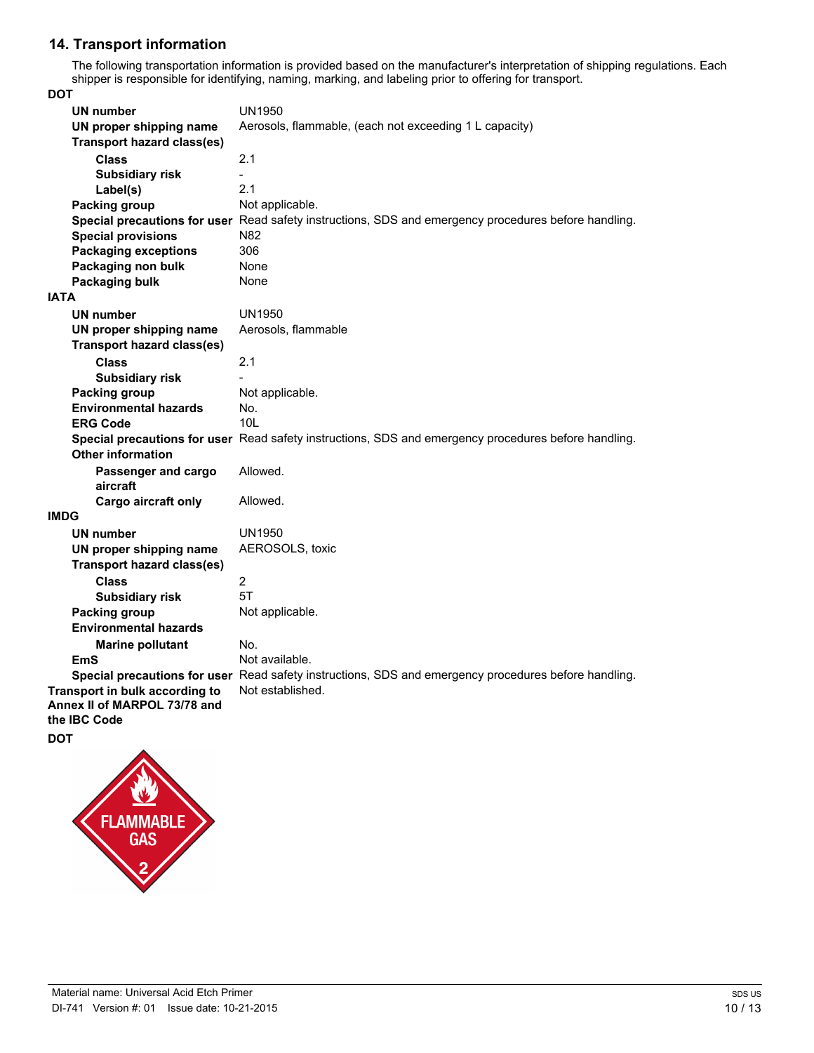## 14. Transport information

The following transportation information is provided based on the manufacturer's interpretation of shipping regulations. Each shipper is responsible for identifying, naming, marking, and labeling prior to offering for transport.

**DOT**

| | |
|---|---|
| **UN number** | UN1950 |
| **UN proper shipping name** | Aerosols, flammable, (each not exceeding 1 L capacity) |
| **Transport hazard class(es)** | |
| **Class** | 2.1 |
| **Subsidiary risk** | - |
| **Label(s)** | 2.1 |
| **Packing group** | Not applicable. |
| **Special precautions for user** | Read safety instructions, SDS and emergency procedures before handling. |
| **Special provisions** | N82 |
| **Packaging exceptions** | 306 |
| **Packaging non bulk** | None |
| **Packaging bulk** | None |

**IATA**

| | |
|---|---|
| **UN number** | UN1950 |
| **UN proper shipping name** | Aerosols, flammable |
| **Transport hazard class(es)** | |
| **Class** | 2.1 |
| **Subsidiary risk** | - |
| **Packing group** | Not applicable. |
| **Environmental hazards** | No. |
| **ERG Code** | 10L |
| **Special precautions for user** | Read safety instructions, SDS and emergency procedures before handling. |
| **Other information** | |
| **Passenger and cargo aircraft** | Allowed. |
| **Cargo aircraft only** | Allowed. |

**IMDG**

| | |
|---|---|
| **UN number** | UN1950 |
| **UN proper shipping name** | AEROSOLS, toxic |
| **Transport hazard class(es)** | |
| **Class** | 2 |
| **Subsidiary risk** | 5T |
| **Packing group** | Not applicable. |
| **Environmental hazards** | |
| **Marine pollutant** | No. |
| **EmS** | Not available. |
| **Special precautions for user** | Read safety instructions, SDS and emergency procedures before handling. |

**Transport in bulk according to Annex II of MARPOL 73/78 and the IBC Code** Not established.

**DOT**

FLAMMABLE GAS 2

Material name: Universal Acid Etch Primer

DI-741 Version #: 01 Issue date: 10-21-2015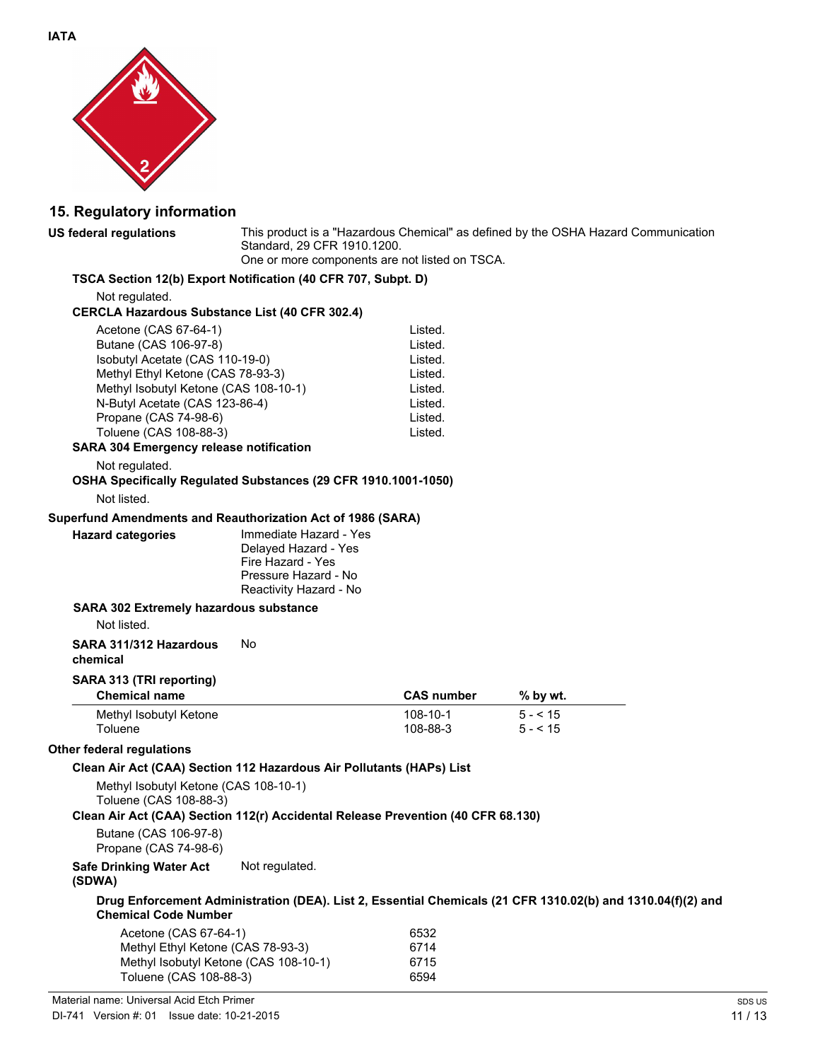**IATA**

## 15. Regulatory information

**US federal regulations**

This product is a "Hazardous Chemical" as defined by the OSHA Hazard Communication Standard, 29 CFR 1910.1200.
One or more components are not listed on TSCA.

**TSCA Section 12(b) Export Notification (40 CFR 707, Subpt. D)**

Not regulated.

**CERCLA Hazardous Substance List (40 CFR 302.4)**

| | |
|---|---|
| Acetone (CAS 67-64-1) | Listed. |
| Butane (CAS 106-97-8) | Listed. |
| Isobutyl Acetate (CAS 110-19-0) | Listed. |
| Methyl Ethyl Ketone (CAS 78-93-3) | Listed. |
| Methyl Isobutyl Ketone (CAS 108-10-1) | Listed. |
| N-Butyl Acetate (CAS 123-86-4) | Listed. |
| Propane (CAS 74-98-6) | Listed. |
| Toluene (CAS 108-88-3) | Listed. |

**SARA 304 Emergency release notification**

Not regulated.

**OSHA Specifically Regulated Substances (29 CFR 1910.1001-1050)**

Not listed.

**Superfund Amendments and Reauthorization Act of 1986 (SARA)**

**Hazard categories**

Immediate Hazard - Yes
Delayed Hazard - Yes
Fire Hazard - Yes
Pressure Hazard - No
Reactivity Hazard - No

**SARA 302 Extremely hazardous substance**

Not listed.

**SARA 311/312 Hazardous chemical** No

**SARA 313 (TRI reporting)**

| Chemical name | CAS number | % by wt. |
|---|---|---|
| Methyl Isobutyl Ketone | 108-10-1 | 5 - < 15 |
| Toluene | 108-88-3 | 5 - < 15 |

**Other federal regulations**

**Clean Air Act (CAA) Section 112 Hazardous Air Pollutants (HAPs) List**

Methyl Isobutyl Ketone (CAS 108-10-1)
Toluene (CAS 108-88-3)

**Clean Air Act (CAA) Section 112(r) Accidental Release Prevention (40 CFR 68.130)**

Butane (CAS 106-97-8)
Propane (CAS 74-98-6)

**Safe Drinking Water Act (SDWA)** Not regulated.

**Drug Enforcement Administration (DEA). List 2, Essential Chemicals (21 CFR 1310.02(b) and 1310.04(f)(2) and Chemical Code Number**

| | |
|---|---|
| Acetone (CAS 67-64-1) | 6532 |
| Methyl Ethyl Ketone (CAS 78-93-3) | 6714 |
| Methyl Isobutyl Ketone (CAS 108-10-1) | 6715 |
| Toluene (CAS 108-88-3) | 6594 |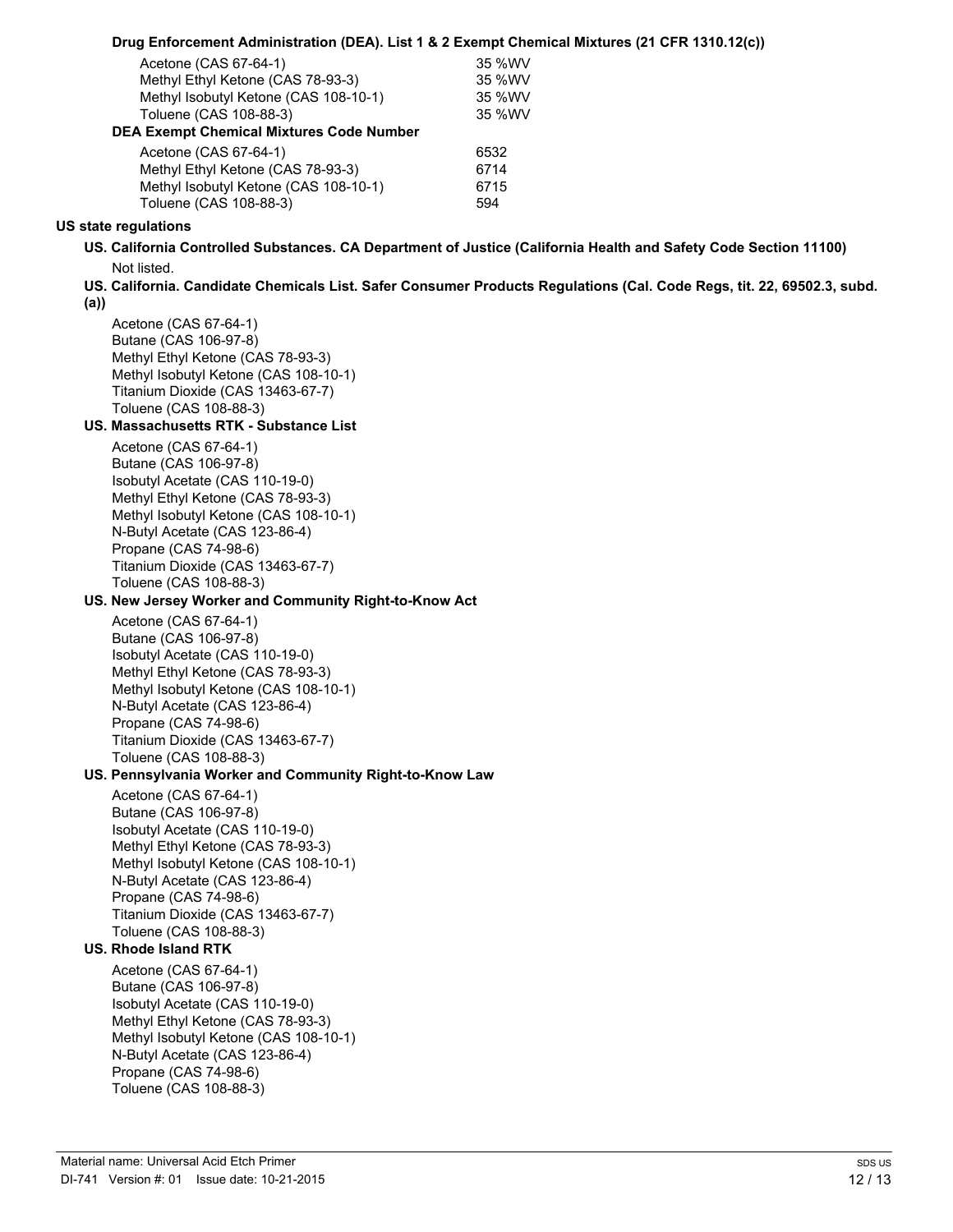**Drug Enforcement Administration (DEA). List 1 & 2 Exempt Chemical Mixtures (21 CFR 1310.12(c))**

| | |
|---|---|
| Acetone (CAS 67-64-1) | 35 %WV |
| Methyl Ethyl Ketone (CAS 78-93-3) | 35 %WV |
| Methyl Isobutyl Ketone (CAS 108-10-1) | 35 %WV |
| Toluene (CAS 108-88-3) | 35 %WV |

**DEA Exempt Chemical Mixtures Code Number**

| | |
|---|---|
| Acetone (CAS 67-64-1) | 6532 |
| Methyl Ethyl Ketone (CAS 78-93-3) | 6714 |
| Methyl Isobutyl Ketone (CAS 108-10-1) | 6715 |
| Toluene (CAS 108-88-3) | 594 |

**US state regulations**

**US. California Controlled Substances. CA Department of Justice (California Health and Safety Code Section 11100)**

Not listed.

**US. California. Candidate Chemicals List. Safer Consumer Products Regulations (Cal. Code Regs, tit. 22, 69502.3, subd. (a))**

Acetone (CAS 67-64-1)
Butane (CAS 106-97-8)
Methyl Ethyl Ketone (CAS 78-93-3)
Methyl Isobutyl Ketone (CAS 108-10-1)
Titanium Dioxide (CAS 13463-67-7)
Toluene (CAS 108-88-3)

**US. Massachusetts RTK - Substance List**

Acetone (CAS 67-64-1)
Butane (CAS 106-97-8)
Isobutyl Acetate (CAS 110-19-0)
Methyl Ethyl Ketone (CAS 78-93-3)
Methyl Isobutyl Ketone (CAS 108-10-1)
N-Butyl Acetate (CAS 123-86-4)
Propane (CAS 74-98-6)
Titanium Dioxide (CAS 13463-67-7)
Toluene (CAS 108-88-3)

**US. New Jersey Worker and Community Right-to-Know Act**

Acetone (CAS 67-64-1)
Butane (CAS 106-97-8)
Isobutyl Acetate (CAS 110-19-0)
Methyl Ethyl Ketone (CAS 78-93-3)
Methyl Isobutyl Ketone (CAS 108-10-1)
N-Butyl Acetate (CAS 123-86-4)
Propane (CAS 74-98-6)
Titanium Dioxide (CAS 13463-67-7)
Toluene (CAS 108-88-3)

**US. Pennsylvania Worker and Community Right-to-Know Law**

Acetone (CAS 67-64-1)
Butane (CAS 106-97-8)
Isobutyl Acetate (CAS 110-19-0)
Methyl Ethyl Ketone (CAS 78-93-3)
Methyl Isobutyl Ketone (CAS 108-10-1)
N-Butyl Acetate (CAS 123-86-4)
Propane (CAS 74-98-6)
Titanium Dioxide (CAS 13463-67-7)
Toluene (CAS 108-88-3)

**US. Rhode Island RTK**

Acetone (CAS 67-64-1)
Butane (CAS 106-97-8)
Isobutyl Acetate (CAS 110-19-0)
Methyl Ethyl Ketone (CAS 78-93-3)
Methyl Isobutyl Ketone (CAS 108-10-1)
N-Butyl Acetate (CAS 123-86-4)
Propane (CAS 74-98-6)
Toluene (CAS 108-88-3)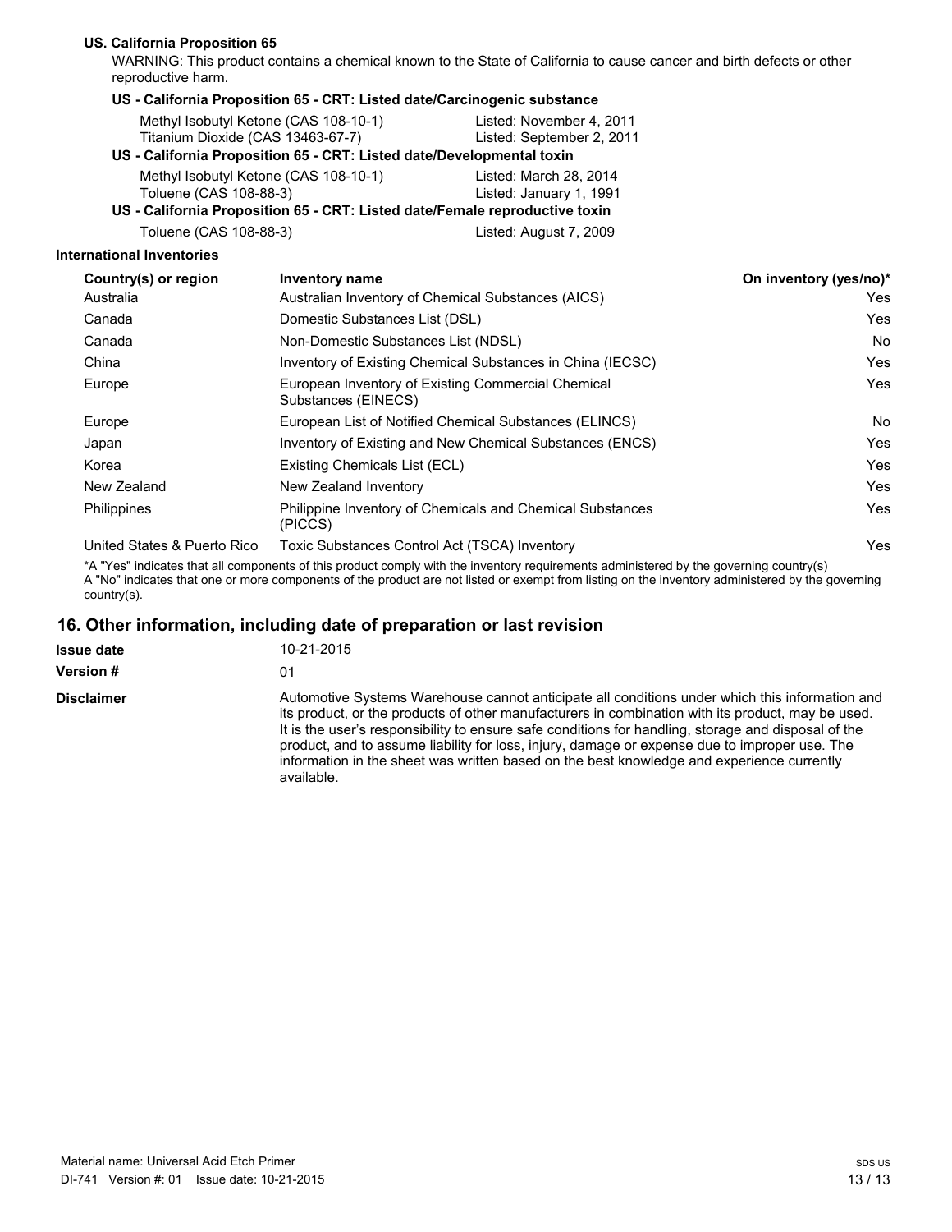**US. California Proposition 65**

WARNING: This product contains a chemical known to the State of California to cause cancer and birth defects or other reproductive harm.

**US - California Proposition 65 - CRT: Listed date/Carcinogenic substance**

| | |
|---|---|
| Methyl Isobutyl Ketone (CAS 108-10-1) | Listed: November 4, 2011 |
| Titanium Dioxide (CAS 13463-67-7) | Listed: September 2, 2011 |

**US - California Proposition 65 - CRT: Listed date/Developmental toxin**

| | |
|---|---|
| Methyl Isobutyl Ketone (CAS 108-10-1) | Listed: March 28, 2014 |
| Toluene (CAS 108-88-3) | Listed: January 1, 1991 |

**US - California Proposition 65 - CRT: Listed date/Female reproductive toxin**

| | |
|---|---|
| Toluene (CAS 108-88-3) | Listed: August 7, 2009 |

**International Inventories**

| Country(s) or region | Inventory name | On inventory (yes/no)* |
|---|---|---|
| Australia | Australian Inventory of Chemical Substances (AICS) | Yes |
| Canada | Domestic Substances List (DSL) | Yes |
| Canada | Non-Domestic Substances List (NDSL) | No |
| China | Inventory of Existing Chemical Substances in China (IECSC) | Yes |
| Europe | European Inventory of Existing Commercial Chemical Substances (EINECS) | Yes |
| Europe | European List of Notified Chemical Substances (ELINCS) | No |
| Japan | Inventory of Existing and New Chemical Substances (ENCS) | Yes |
| Korea | Existing Chemicals List (ECL) | Yes |
| New Zealand | New Zealand Inventory | Yes |
| Philippines | Philippine Inventory of Chemicals and Chemical Substances (PICCS) | Yes |
| United States & Puerto Rico | Toxic Substances Control Act (TSCA) Inventory | Yes |

*A "Yes" indicates that all components of this product comply with the inventory requirements administered by the governing country(s)
A "No" indicates that one or more components of the product are not listed or exempt from listing on the inventory administered by the governing country(s).

## 16. Other information, including date of preparation or last revision

**Issue date** 10-21-2015

**Version #** 01

**Disclaimer** Automotive Systems Warehouse cannot anticipate all conditions under which this information and its product, or the products of other manufacturers in combination with its product, may be used. It is the user's responsibility to ensure safe conditions for handling, storage and disposal of the product, and to assume liability for loss, injury, damage or expense due to improper use. The information in the sheet was written based on the best knowledge and experience currently available.